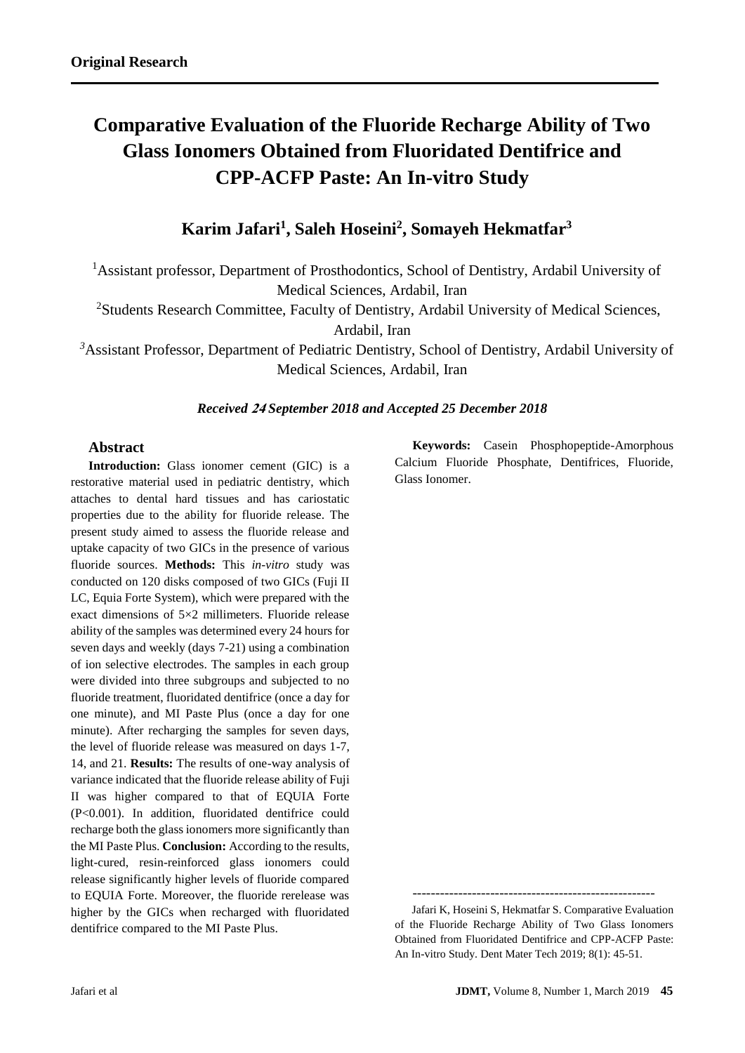**Original Research**

# Comparative Evaluation of the Fluoride Recharge Ability of Two Glass Ionomers Obtained from Fluoridated Dentifrice and CPP-ACFP Paste: An In-vitro Study

## Karim Jafari[1], Saleh Hoseini[2], Somayeh Hekmatfar[3]

[1]Assistant professor, Department of Prosthodontics, School of Dentistry, Ardabil University of Medical Sciences, Ardabil, Iran

[2]Students Research Committee, Faculty of Dentistry, Ardabil University of Medical Sciences, Ardabil, Iran

[3]Assistant Professor, Department of Pediatric Dentistry, School of Dentistry, Ardabil University of Medical Sciences, Ardabil, Iran

***Received 24 September 2018 and Accepted 25 December 2018***

### Abstract

**Introduction:** Glass ionomer cement (GIC) is a restorative material used in pediatric dentistry, which attaches to dental hard tissues and has cariostatic properties due to the ability for fluoride release. The present study aimed to assess the fluoride release and uptake capacity of two GICs in the presence of various fluoride sources. **Methods:** This *in-vitro* study was conducted on 120 disks composed of two GICs (Fuji II LC, Equia Forte System), which were prepared with the exact dimensions of 5×2 millimeters. Fluoride release ability of the samples was determined every 24 hours for seven days and weekly (days 7-21) using a combination of ion selective electrodes. The samples in each group were divided into three subgroups and subjected to no fluoride treatment, fluoridated dentifrice (once a day for one minute), and MI Paste Plus (once a day for one minute). After recharging the samples for seven days, the level of fluoride release was measured on days 1-7, 14, and 21. **Results:** The results of one-way analysis of variance indicated that the fluoride release ability of Fuji II was higher compared to that of EQUIA Forte (P<0.001). In addition, fluoridated dentifrice could recharge both the glass ionomers more significantly than the MI Paste Plus. **Conclusion:** According to the results, light-cured, resin-reinforced glass ionomers could release significantly higher levels of fluoride compared to EQUIA Forte. Moreover, the fluoride rerelease was higher by the GICs when recharged with fluoridated dentifrice compared to the MI Paste Plus.

**Keywords:** Casein Phosphopeptide-Amorphous Calcium Fluoride Phosphate, Dentifrices, Fluoride, Glass Ionomer.

-----------------------------------------------------

Jafari K, Hoseini S, Hekmatfar S. Comparative Evaluation of the Fluoride Recharge Ability of Two Glass Ionomers Obtained from Fluoridated Dentifrice and CPP-ACFP Paste: An In-vitro Study. Dent Mater Tech 2019; 8(1): 45-51.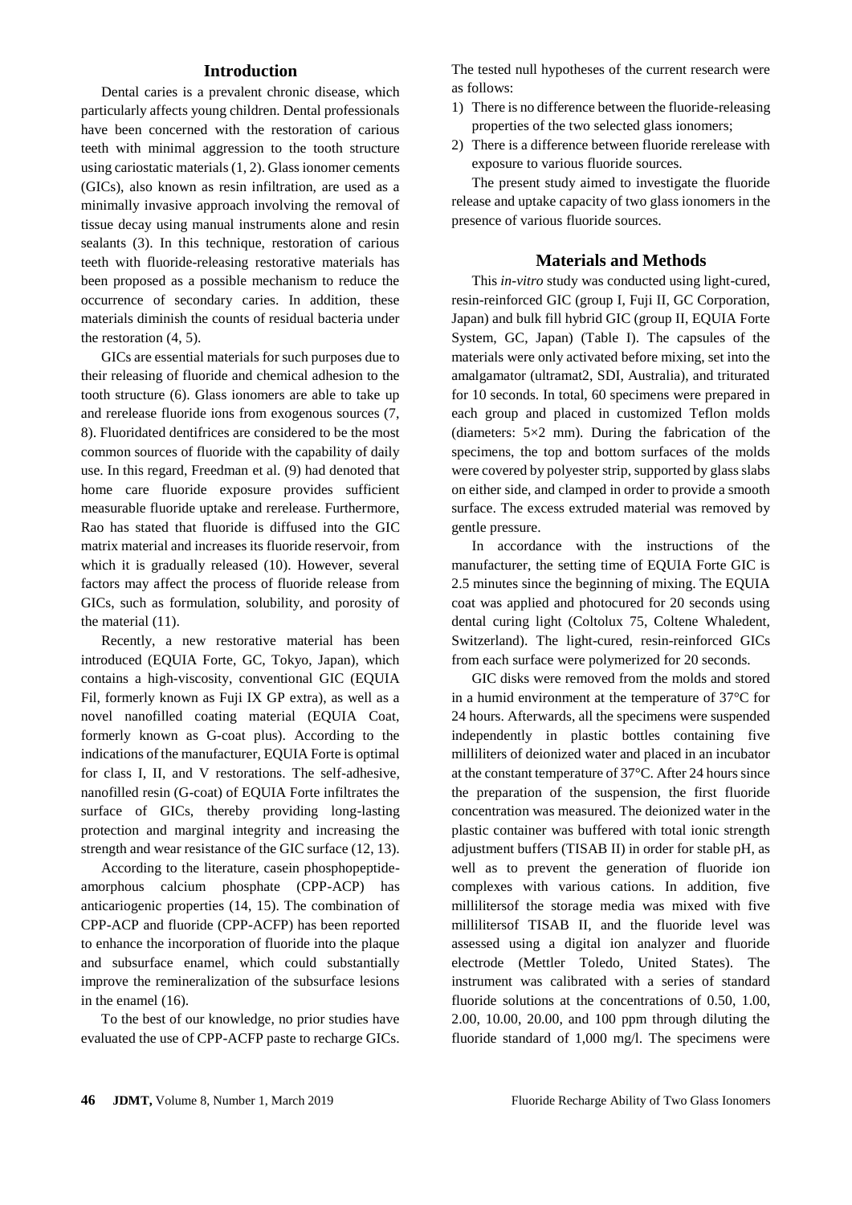## Introduction

Dental caries is a prevalent chronic disease, which particularly affects young children. Dental professionals have been concerned with the restoration of carious teeth with minimal aggression to the tooth structure using cariostatic materials (1, 2). Glass ionomer cements (GICs), also known as resin infiltration, are used as a minimally invasive approach involving the removal of tissue decay using manual instruments alone and resin sealants (3). In this technique, restoration of carious teeth with fluoride-releasing restorative materials has been proposed as a possible mechanism to reduce the occurrence of secondary caries. In addition, these materials diminish the counts of residual bacteria under the restoration (4, 5).

GICs are essential materials for such purposes due to their releasing of fluoride and chemical adhesion to the tooth structure (6). Glass ionomers are able to take up and rerelease fluoride ions from exogenous sources (7, 8). Fluoridated dentifrices are considered to be the most common sources of fluoride with the capability of daily use. In this regard, Freedman et al. (9) had denoted that home care fluoride exposure provides sufficient measurable fluoride uptake and rerelease. Furthermore, Rao has stated that fluoride is diffused into the GIC matrix material and increases its fluoride reservoir, from which it is gradually released (10). However, several factors may affect the process of fluoride release from GICs, such as formulation, solubility, and porosity of the material (11).

Recently, a new restorative material has been introduced (EQUIA Forte, GC, Tokyo, Japan), which contains a high-viscosity, conventional GIC (EQUIA Fil, formerly known as Fuji IX GP extra), as well as a novel nanofilled coating material (EQUIA Coat, formerly known as G-coat plus). According to the indications of the manufacturer, EQUIA Forte is optimal for class I, II, and V restorations. The self-adhesive, nanofilled resin (G-coat) of EQUIA Forte infiltrates the surface of GICs, thereby providing long-lasting protection and marginal integrity and increasing the strength and wear resistance of the GIC surface (12, 13).

According to the literature, casein phosphopeptide-amorphous calcium phosphate (CPP-ACP) has anticariogenic properties (14, 15). The combination of CPP-ACP and fluoride (CPP-ACFP) has been reported to enhance the incorporation of fluoride into the plaque and subsurface enamel, which could substantially improve the remineralization of the subsurface lesions in the enamel (16).

To the best of our knowledge, no prior studies have evaluated the use of CPP-ACFP paste to recharge GICs. The tested null hypotheses of the current research were as follows:

1) There is no difference between the fluoride-releasing properties of the two selected glass ionomers;
2) There is a difference between fluoride rerelease with exposure to various fluoride sources.

The present study aimed to investigate the fluoride release and uptake capacity of two glass ionomers in the presence of various fluoride sources.

## Materials and Methods

This *in-vitro* study was conducted using light-cured, resin-reinforced GIC (group I, Fuji II, GC Corporation, Japan) and bulk fill hybrid GIC (group II, EQUIA Forte System, GC, Japan) (Table I). The capsules of the materials were only activated before mixing, set into the amalgamator (ultramat2, SDI, Australia), and triturated for 10 seconds. In total, 60 specimens were prepared in each group and placed in customized Teflon molds (diameters: 5×2 mm). During the fabrication of the specimens, the top and bottom surfaces of the molds were covered by polyester strip, supported by glass slabs on either side, and clamped in order to provide a smooth surface. The excess extruded material was removed by gentle pressure.

In accordance with the instructions of the manufacturer, the setting time of EQUIA Forte GIC is 2.5 minutes since the beginning of mixing. The EQUIA coat was applied and photocured for 20 seconds using dental curing light (Coltolux 75, Coltene Whaledent, Switzerland). The light-cured, resin-reinforced GICs from each surface were polymerized for 20 seconds.

GIC disks were removed from the molds and stored in a humid environment at the temperature of 37°C for 24 hours. Afterwards, all the specimens were suspended independently in plastic bottles containing five milliliters of deionized water and placed in an incubator at the constant temperature of 37°C. After 24 hours since the preparation of the suspension, the first fluoride concentration was measured. The deionized water in the plastic container was buffered with total ionic strength adjustment buffers (TISAB II) in order for stable pH, as well as to prevent the generation of fluoride ion complexes with various cations. In addition, five millilitersof the storage media was mixed with five millilitersof TISAB II, and the fluoride level was assessed using a digital ion analyzer and fluoride electrode (Mettler Toledo, United States). The instrument was calibrated with a series of standard fluoride solutions at the concentrations of 0.50, 1.00, 2.00, 10.00, 20.00, and 100 ppm through diluting the fluoride standard of 1,000 mg/l. The specimens were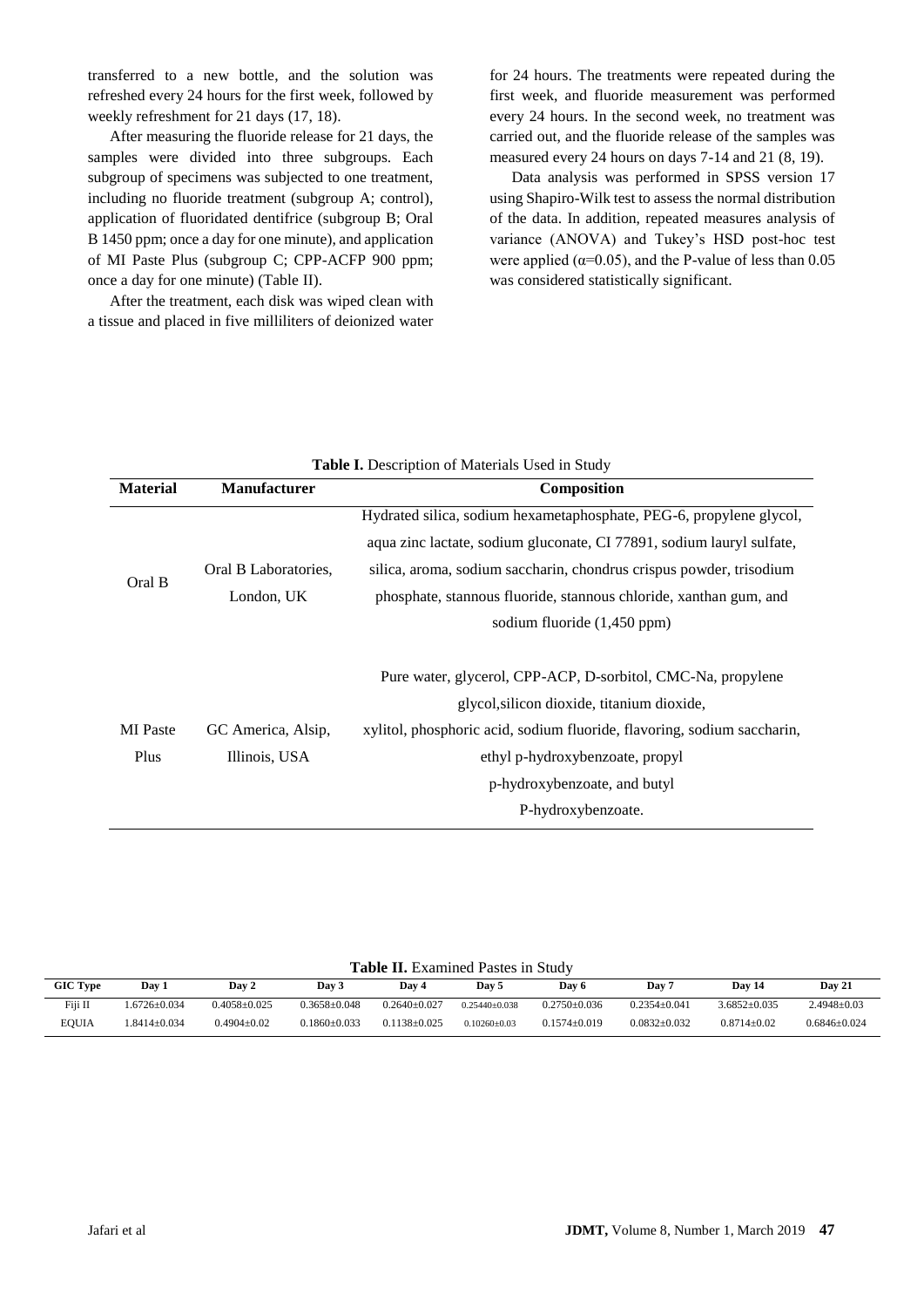transferred to a new bottle, and the solution was refreshed every 24 hours for the first week, followed by weekly refreshment for 21 days (17, 18).

After measuring the fluoride release for 21 days, the samples were divided into three subgroups. Each subgroup of specimens was subjected to one treatment, including no fluoride treatment (subgroup A; control), application of fluoridated dentifrice (subgroup B; Oral B 1450 ppm; once a day for one minute), and application of MI Paste Plus (subgroup C; CPP-ACFP 900 ppm; once a day for one minute) (Table II).

After the treatment, each disk was wiped clean with a tissue and placed in five milliliters of deionized water for 24 hours. The treatments were repeated during the first week, and fluoride measurement was performed every 24 hours. In the second week, no treatment was carried out, and the fluoride release of the samples was measured every 24 hours on days 7-14 and 21 (8, 19).

Data analysis was performed in SPSS version 17 using Shapiro-Wilk test to assess the normal distribution of the data. In addition, repeated measures analysis of variance (ANOVA) and Tukey's HSD post-hoc test were applied ($\alpha$=0.05), and the P-value of less than 0.05 was considered statistically significant.

**Table I.** Description of Materials Used in Study

| Material | Manufacturer | Composition |
|---|---|---|
| Oral B | Oral B Laboratories, London, UK | Hydrated silica, sodium hexametaphosphate, PEG-6, propylene glycol, aqua zinc lactate, sodium gluconate, CI 77891, sodium lauryl sulfate, silica, aroma, sodium saccharin, chondrus crispus powder, trisodium phosphate, stannous fluoride, stannous chloride, xanthan gum, and sodium fluoride (1,450 ppm) |
| MI Paste Plus | GC America, Alsip, Illinois, USA | Pure water, glycerol, CPP-ACP, D-sorbitol, CMC-Na, propylene glycol,silicon dioxide, titanium dioxide, xylitol, phosphoric acid, sodium fluoride, flavoring, sodium saccharin, ethyl p-hydroxybenzoate, propyl p-hydroxybenzoate, and butyl P-hydroxybenzoate. |

**Table II.** Examined Pastes in Study

| GIC Type | Day 1 | Day 2 | Day 3 | Day 4 | Day 5 | Day 6 | Day 7 | Day 14 | Day 21 |
|---|---|---|---|---|---|---|---|---|---|
| Fiji II | 1.6726±0.034 | 0.4058±0.025 | 0.3658±0.048 | 0.2640±0.027 | 0.25440±0.038 | 0.2750±0.036 | 0.2354±0.041 | 3.6852±0.035 | 2.4948±0.03 |
| EQUIA | 1.8414±0.034 | 0.4904±0.02 | 0.1860±0.033 | 0.1138±0.025 | 0.10260±0.03 | 0.1574±0.019 | 0.0832±0.032 | 0.8714±0.02 | 0.6846±0.024 |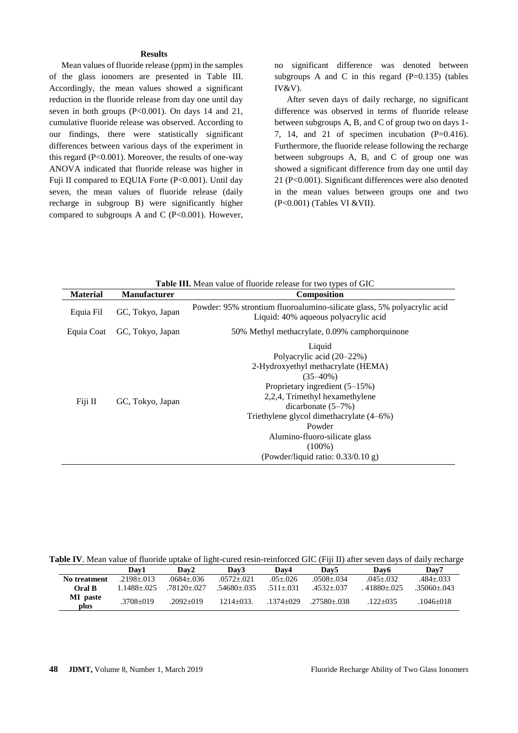## Results

Mean values of fluoride release (ppm) in the samples of the glass ionomers are presented in Table III. Accordingly, the mean values showed a significant reduction in the fluoride release from day one until day seven in both groups (P<0.001). On days 14 and 21, cumulative fluoride release was observed. According to our findings, there were statistically significant differences between various days of the experiment in this regard (P<0.001). Moreover, the results of one-way ANOVA indicated that fluoride release was higher in Fuji II compared to EQUIA Forte (P<0.001). Until day seven, the mean values of fluoride release (daily recharge in subgroup B) were significantly higher compared to subgroups A and C (P<0.001). However, no significant difference was denoted between subgroups A and C in this regard (P=0.135) (tables IV&V).

After seven days of daily recharge, no significant difference was observed in terms of fluoride release between subgroups A, B, and C of group two on days 1-7, 14, and 21 of specimen incubation (P=0.416). Furthermore, the fluoride release following the recharge between subgroups A, B, and C of group one was showed a significant difference from day one until day 21 (P<0.001). Significant differences were also denoted in the mean values between groups one and two (P<0.001) (Tables VI &VII).

**Table III.** Mean value of fluoride release for two types of GIC

| Material | Manufacturer | Composition |
|---|---|---|
| Equia Fil | GC, Tokyo, Japan | Powder: 95% strontium fluoroalumino-silicate glass, 5% polyacrylic acid<br>Liquid: 40% aqueous polyacrylic acid |
| Equia Coat | GC, Tokyo, Japan | 50% Methyl methacrylate, 0.09% camphorquinone |
| Fiji II | GC, Tokyo, Japan | Liquid<br>Polyacrylic acid (20–22%)<br>2-Hydroxyethyl methacrylate (HEMA) (35–40%)<br>Proprietary ingredient (5–15%)<br>2,2,4, Trimethyl hexamethylene dicarbonate (5–7%)<br>Triethylene glycol dimethacrylate (4–6%)<br>Powder<br>Alumino-fluoro-silicate glass (100%)<br>(Powder/liquid ratio: 0.33/0.10 g) |

**Table IV**. Mean value of fluoride uptake of light-cured resin-reinforced GIC (Fiji II) after seven days of daily recharge

| | Day1 | Day2 | Day3 | Day4 | Day5 | Day6 | Day7 |
|---|---|---|---|---|---|---|---|
| **No treatment** | .2198±.013 | .0684±.036 | .0572±.021 | .05±.026 | .0508±.034 | .045±.032 | .484±.033 |
| **Oral B** | 1.1488±.025 | .78120±.027 | .54680±.035 | .511±.031 | .4532±.037 | . 41880±.025 | .35060±.043 |
| **MI paste plus** | .3708±019 | .2092±019 | 1214±033. | .1374±029 | .27580±.038 | .122±035 | .1046±018 |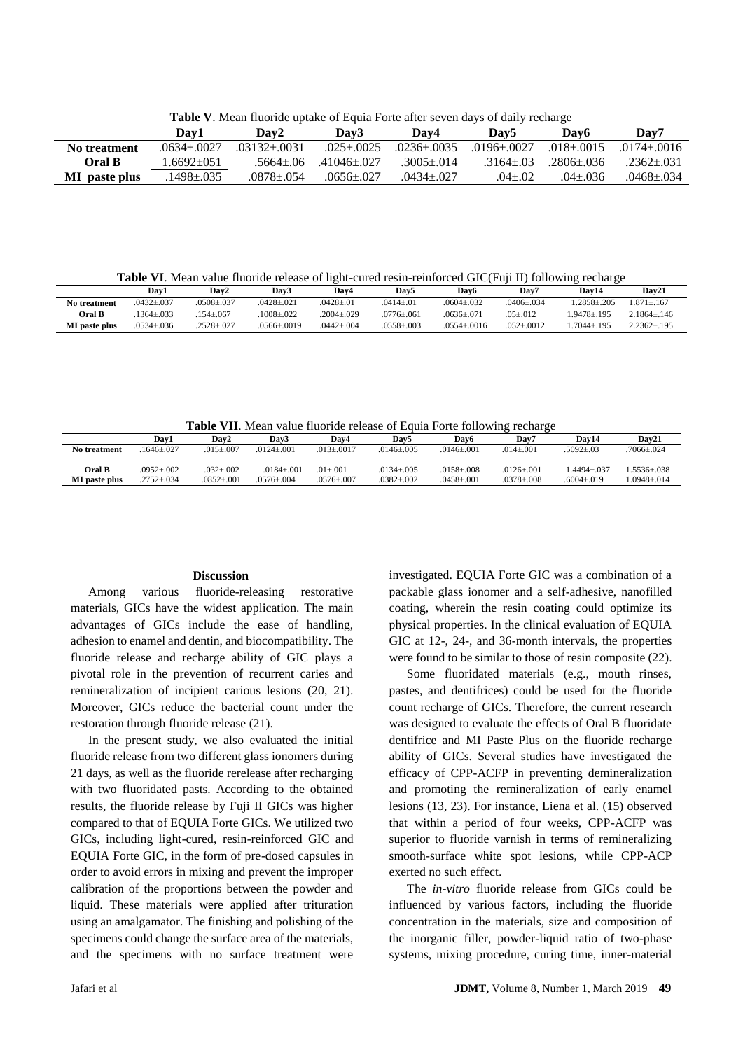**Table V**. Mean fluoride uptake of Equia Forte after seven days of daily recharge

| | Day1 | Day2 | Day3 | Day4 | Day5 | Day6 | Day7 |
|---|---|---|---|---|---|---|---|
| **No treatment** | .0634±.0027 | .03132±.0031 | .025±.0025 | .0236±.0035 | .0196±.0027 | .018±.0015 | .0174±.0016 |
| **Oral B** | 1.6692±051 | .5664±.06 | .41046±.027 | .3005±.014 | .3164±.03 | .2806±.036 | .2362±.031 |
| **MI paste plus** | .1498±.035 | .0878±.054 | .0656±.027 | .0434±.027 | .04±.02 | .04±.036 | .0468±.034 |

**Table VI**. Mean value fluoride release of light-cured resin-reinforced GIC(Fuji II) following recharge

| | Day1 | Day2 | Day3 | Day4 | Day5 | Day6 | Day7 | Day14 | Day21 |
|---|---|---|---|---|---|---|---|---|---|
| **No treatment** | .0432±.037 | .0508±.037 | .0428±.021 | .0428±.01 | .0414±.01 | .0604±.032 | .0406±.034 | 1.2858±.205 | 1.871±.167 |
| **Oral B** | .1364±.033 | .154±.067 | .1008±.022 | .2004±.029 | .0776±.061 | .0636±.071 | .05±.012 | 1.9478±.195 | 2.1864±.146 |
| **MI paste plus** | .0534±.036 | .2528±.027 | .0566±.0019 | .0442±.004 | .0558±.003 | .0554±.0016 | .052±.0012 | 1.7044±.195 | 2.2362±.195 |

**Table VII**. Mean value fluoride release of Equia Forte following recharge

| | Day1 | Day2 | Day3 | Day4 | Day5 | Day6 | Day7 | Day14 | Day21 |
|---|---|---|---|---|---|---|---|---|---|
| **No treatment** | .1646±.027 | .015±.007 | .0124±.001 | .013±.0017 | .0146±.005 | .0146±.001 | .014±.001 | .5092±.03 | .7066±.024 |
| **Oral B** | .0952±.002 | .032±.002 | .0184±.001 | .01±.001 | .0134±.005 | .0158±.008 | .0126±.001 | 1.4494±.037 | 1.5536±.038 |
| **MI paste plus** | .2752±.034 | .0852±.001 | .0576±.004 | .0576±.007 | .0382±.002 | .0458±.001 | .0378±.008 | .6004±.019 | 1.0948±.014 |

## Discussion

Among various fluoride-releasing restorative materials, GICs have the widest application. The main advantages of GICs include the ease of handling, adhesion to enamel and dentin, and biocompatibility. The fluoride release and recharge ability of GIC plays a pivotal role in the prevention of recurrent caries and remineralization of incipient carious lesions (20, 21). Moreover, GICs reduce the bacterial count under the restoration through fluoride release (21).

In the present study, we also evaluated the initial fluoride release from two different glass ionomers during 21 days, as well as the fluoride rerelease after recharging with two fluoridated pasts. According to the obtained results, the fluoride release by Fuji II GICs was higher compared to that of EQUIA Forte GICs. We utilized two GICs, including light-cured, resin-reinforced GIC and EQUIA Forte GIC, in the form of pre-dosed capsules in order to avoid errors in mixing and prevent the improper calibration of the proportions between the powder and liquid. These materials were applied after trituration using an amalgamator. The finishing and polishing of the specimens could change the surface area of the materials, and the specimens with no surface treatment were investigated. EQUIA Forte GIC was a combination of a packable glass ionomer and a self-adhesive, nanofilled coating, wherein the resin coating could optimize its physical properties. In the clinical evaluation of EQUIA GIC at 12-, 24-, and 36-month intervals, the properties were found to be similar to those of resin composite (22).

Some fluoridated materials (e.g., mouth rinses, pastes, and dentifrices) could be used for the fluoride count recharge of GICs. Therefore, the current research was designed to evaluate the effects of Oral B fluoridate dentifrice and MI Paste Plus on the fluoride recharge ability of GICs. Several studies have investigated the efficacy of CPP-ACFP in preventing demineralization and promoting the remineralization of early enamel lesions (13, 23). For instance, Liena et al. (15) observed that within a period of four weeks, CPP-ACFP was superior to fluoride varnish in terms of remineralizing smooth-surface white spot lesions, while CPP-ACP exerted no such effect.

The *in-vitro* fluoride release from GICs could be influenced by various factors, including the fluoride concentration in the materials, size and composition of the inorganic filler, powder-liquid ratio of two-phase systems, mixing procedure, curing time, inner-material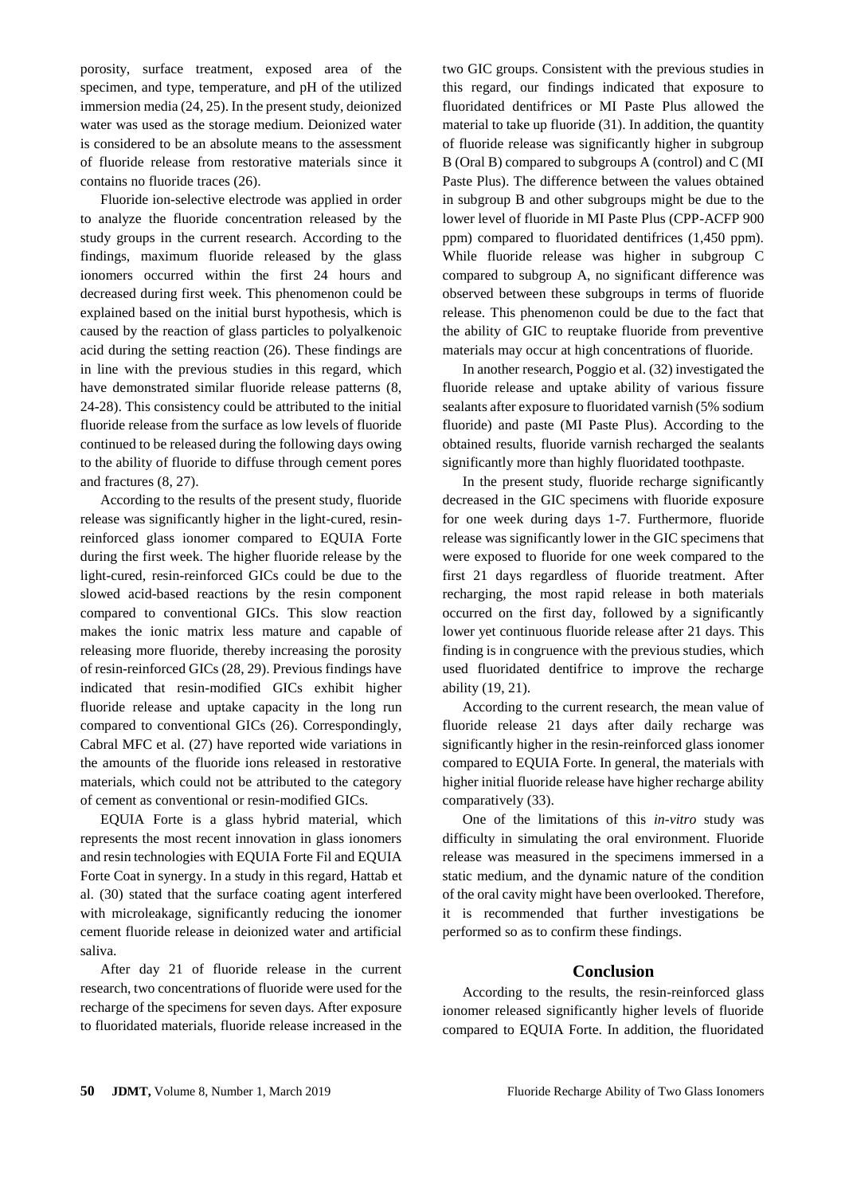porosity, surface treatment, exposed area of the specimen, and type, temperature, and pH of the utilized immersion media (24, 25). In the present study, deionized water was used as the storage medium. Deionized water is considered to be an absolute means to the assessment of fluoride release from restorative materials since it contains no fluoride traces (26).

Fluoride ion-selective electrode was applied in order to analyze the fluoride concentration released by the study groups in the current research. According to the findings, maximum fluoride released by the glass ionomers occurred within the first 24 hours and decreased during first week. This phenomenon could be explained based on the initial burst hypothesis, which is caused by the reaction of glass particles to polyalkenoic acid during the setting reaction (26). These findings are in line with the previous studies in this regard, which have demonstrated similar fluoride release patterns (8, 24-28). This consistency could be attributed to the initial fluoride release from the surface as low levels of fluoride continued to be released during the following days owing to the ability of fluoride to diffuse through cement pores and fractures (8, 27).

According to the results of the present study, fluoride release was significantly higher in the light-cured, resin-reinforced glass ionomer compared to EQUIA Forte during the first week. The higher fluoride release by the light-cured, resin-reinforced GICs could be due to the slowed acid-based reactions by the resin component compared to conventional GICs. This slow reaction makes the ionic matrix less mature and capable of releasing more fluoride, thereby increasing the porosity of resin-reinforced GICs (28, 29). Previous findings have indicated that resin-modified GICs exhibit higher fluoride release and uptake capacity in the long run compared to conventional GICs (26). Correspondingly, Cabral MFC et al. (27) have reported wide variations in the amounts of the fluoride ions released in restorative materials, which could not be attributed to the category of cement as conventional or resin-modified GICs.

EQUIA Forte is a glass hybrid material, which represents the most recent innovation in glass ionomers and resin technologies with EQUIA Forte Fil and EQUIA Forte Coat in synergy. In a study in this regard, Hattab et al. (30) stated that the surface coating agent interfered with microleakage, significantly reducing the ionomer cement fluoride release in deionized water and artificial saliva.

After day 21 of fluoride release in the current research, two concentrations of fluoride were used for the recharge of the specimens for seven days. After exposure to fluoridated materials, fluoride release increased in the two GIC groups. Consistent with the previous studies in this regard, our findings indicated that exposure to fluoridated dentifrices or MI Paste Plus allowed the material to take up fluoride (31). In addition, the quantity of fluoride release was significantly higher in subgroup B (Oral B) compared to subgroups A (control) and C (MI Paste Plus). The difference between the values obtained in subgroup B and other subgroups might be due to the lower level of fluoride in MI Paste Plus (CPP-ACFP 900 ppm) compared to fluoridated dentifrices (1,450 ppm). While fluoride release was higher in subgroup C compared to subgroup A, no significant difference was observed between these subgroups in terms of fluoride release. This phenomenon could be due to the fact that the ability of GIC to reuptake fluoride from preventive materials may occur at high concentrations of fluoride.

In another research, Poggio et al. (32) investigated the fluoride release and uptake ability of various fissure sealants after exposure to fluoridated varnish (5% sodium fluoride) and paste (MI Paste Plus). According to the obtained results, fluoride varnish recharged the sealants significantly more than highly fluoridated toothpaste.

In the present study, fluoride recharge significantly decreased in the GIC specimens with fluoride exposure for one week during days 1-7. Furthermore, fluoride release was significantly lower in the GIC specimens that were exposed to fluoride for one week compared to the first 21 days regardless of fluoride treatment. After recharging, the most rapid release in both materials occurred on the first day, followed by a significantly lower yet continuous fluoride release after 21 days. This finding is in congruence with the previous studies, which used fluoridated dentifrice to improve the recharge ability (19, 21).

According to the current research, the mean value of fluoride release 21 days after daily recharge was significantly higher in the resin-reinforced glass ionomer compared to EQUIA Forte. In general, the materials with higher initial fluoride release have higher recharge ability comparatively (33).

One of the limitations of this *in-vitro* study was difficulty in simulating the oral environment. Fluoride release was measured in the specimens immersed in a static medium, and the dynamic nature of the condition of the oral cavity might have been overlooked. Therefore, it is recommended that further investigations be performed so as to confirm these findings.

## Conclusion

According to the results, the resin-reinforced glass ionomer released significantly higher levels of fluoride compared to EQUIA Forte. In addition, the fluoridated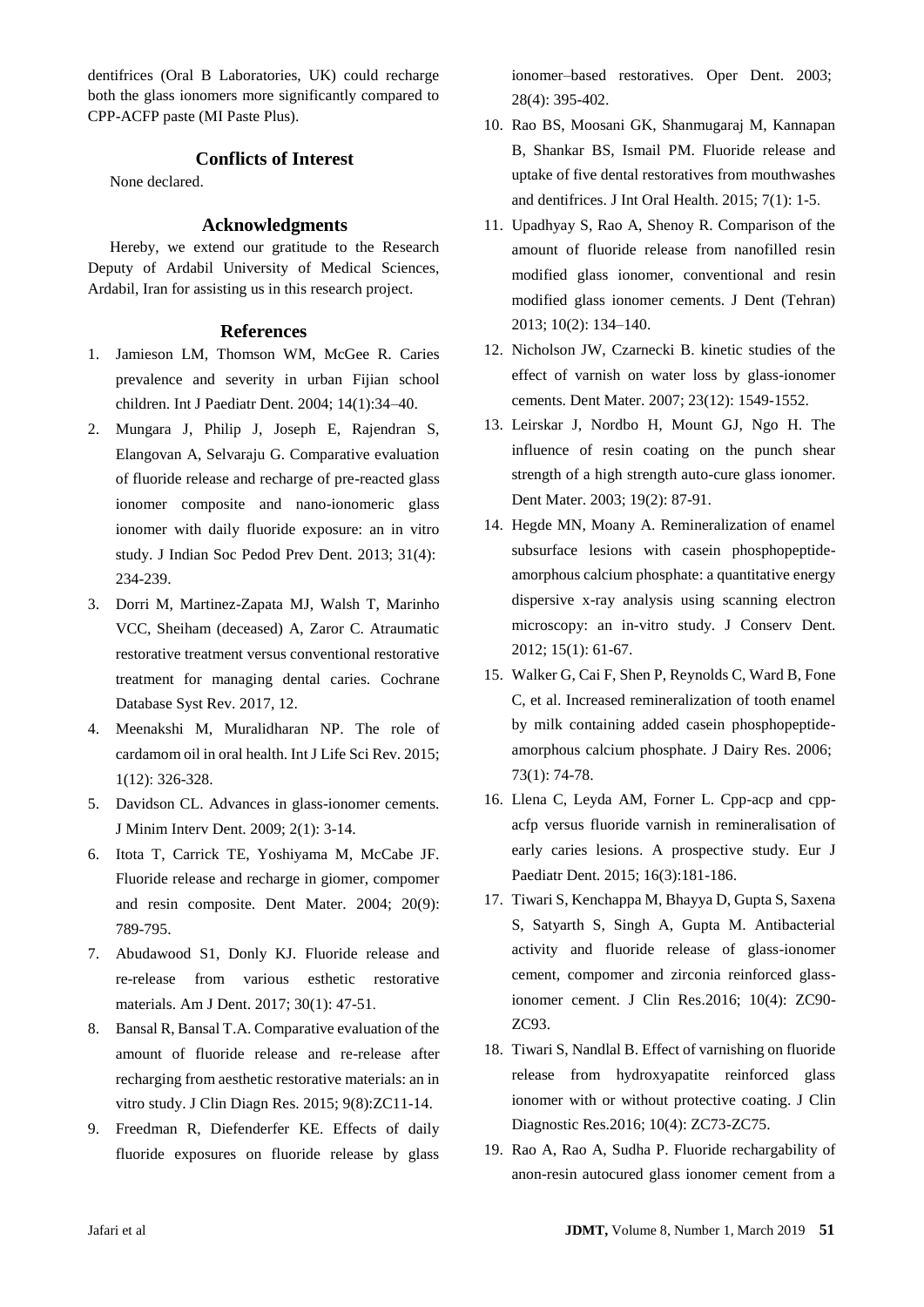dentifrices (Oral B Laboratories, UK) could recharge both the glass ionomers more significantly compared to CPP-ACFP paste (MI Paste Plus).

## Conflicts of Interest

None declared.

## Acknowledgments

Hereby, we extend our gratitude to the Research Deputy of Ardabil University of Medical Sciences, Ardabil, Iran for assisting us in this research project.

## References

1. Jamieson LM, Thomson WM, McGee R. Caries prevalence and severity in urban Fijian school children. Int J Paediatr Dent. 2004; 14(1):34–40.
2. Mungara J, Philip J, Joseph E, Rajendran S, Elangovan A, Selvaraju G. Comparative evaluation of fluoride release and recharge of pre-reacted glass ionomer composite and nano-ionomeric glass ionomer with daily fluoride exposure: an in vitro study. J Indian Soc Pedod Prev Dent. 2013; 31(4): 234-239.
3. Dorri M, Martinez-Zapata MJ, Walsh T, Marinho VCC, Sheiham (deceased) A, Zaror C. Atraumatic restorative treatment versus conventional restorative treatment for managing dental caries. Cochrane Database Syst Rev. 2017, 12.
4. Meenakshi M, Muralidharan NP. The role of cardamom oil in oral health. Int J Life Sci Rev. 2015; 1(12): 326-328.
5. Davidson CL. Advances in glass-ionomer cements. J Minim Interv Dent. 2009; 2(1): 3-14.
6. Itota T, Carrick TE, Yoshiyama M, McCabe JF. Fluoride release and recharge in giomer, compomer and resin composite. Dent Mater. 2004; 20(9): 789-795.
7. Abudawood S1, Donly KJ. Fluoride release and re-release from various esthetic restorative materials. Am J Dent. 2017; 30(1): 47-51.
8. Bansal R, Bansal T.A. Comparative evaluation of the amount of fluoride release and re-release after recharging from aesthetic restorative materials: an in vitro study. J Clin Diagn Res. 2015; 9(8):ZC11-14.
9. Freedman R, Diefenderfer KE. Effects of daily fluoride exposures on fluoride release by glass ionomer–based restoratives. Oper Dent. 2003; 28(4): 395-402.
10. Rao BS, Moosani GK, Shanmugaraj M, Kannapan B, Shankar BS, Ismail PM. Fluoride release and uptake of five dental restoratives from mouthwashes and dentifrices. J Int Oral Health. 2015; 7(1): 1-5.
11. Upadhyay S, Rao A, Shenoy R. Comparison of the amount of fluoride release from nanofilled resin modified glass ionomer, conventional and resin modified glass ionomer cements. J Dent (Tehran) 2013; 10(2): 134–140.
12. Nicholson JW, Czarnecki B. kinetic studies of the effect of varnish on water loss by glass-ionomer cements. Dent Mater. 2007; 23(12): 1549-1552.
13. Leirskar J, Nordbo H, Mount GJ, Ngo H. The influence of resin coating on the punch shear strength of a high strength auto-cure glass ionomer. Dent Mater. 2003; 19(2): 87-91.
14. Hegde MN, Moany A. Remineralization of enamel subsurface lesions with casein phosphopeptide-amorphous calcium phosphate: a quantitative energy dispersive x-ray analysis using scanning electron microscopy: an in-vitro study. J Conserv Dent. 2012; 15(1): 61-67.
15. Walker G, Cai F, Shen P, Reynolds C, Ward B, Fone C, et al. Increased remineralization of tooth enamel by milk containing added casein phosphopeptide-amorphous calcium phosphate. J Dairy Res. 2006; 73(1): 74-78.
16. Llena C, Leyda AM, Forner L. Cpp-acp and cpp-acfp versus fluoride varnish in remineralisation of early caries lesions. A prospective study. Eur J Paediatr Dent. 2015; 16(3):181-186.
17. Tiwari S, Kenchappa M, Bhayya D, Gupta S, Saxena S, Satyarth S, Singh A, Gupta M. Antibacterial activity and fluoride release of glass-ionomer cement, compomer and zirconia reinforced glass-ionomer cement. J Clin Res.2016; 10(4): ZC90-ZC93.
18. Tiwari S, Nandlal B. Effect of varnishing on fluoride release from hydroxyapatite reinforced glass ionomer with or without protective coating. J Clin Diagnostic Res.2016; 10(4): ZC73-ZC75.
19. Rao A, Rao A, Sudha P. Fluoride rechargability of anon-resin autocured glass ionomer cement from a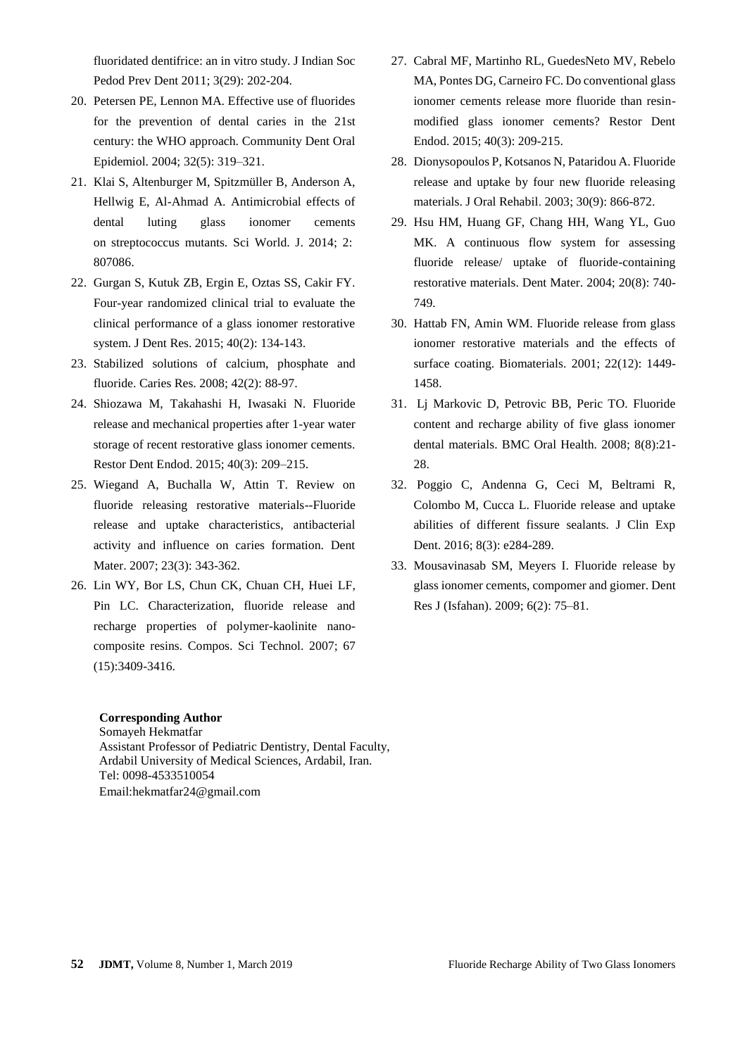fluoridated dentifrice: an in vitro study. J Indian Soc Pedod Prev Dent 2011; 3(29): 202-204.

20. Petersen PE, Lennon MA. Effective use of fluorides for the prevention of dental caries in the 21st century: the WHO approach. Community Dent Oral Epidemiol. 2004; 32(5): 319–321.
21. Klai S, Altenburger M, Spitzmüller B, Anderson A, Hellwig E, Al-Ahmad A. Antimicrobial effects of dental luting glass ionomer cements on streptococcus mutants. Sci World. J. 2014; 2: 807086.
22. Gurgan S, Kutuk ZB, Ergin E, Oztas SS, Cakir FY. Four-year randomized clinical trial to evaluate the clinical performance of a glass ionomer restorative system. J Dent Res. 2015; 40(2): 134-143.
23. Stabilized solutions of calcium, phosphate and fluoride. Caries Res. 2008; 42(2): 88-97.
24. Shiozawa M, Takahashi H, Iwasaki N. Fluoride release and mechanical properties after 1-year water storage of recent restorative glass ionomer cements. Restor Dent Endod. 2015; 40(3): 209–215.
25. Wiegand A, Buchalla W, Attin T. Review on fluoride releasing restorative materials--Fluoride release and uptake characteristics, antibacterial activity and influence on caries formation. Dent Mater. 2007; 23(3): 343-362.
26. Lin WY, Bor LS, Chun CK, Chuan CH, Huei LF, Pin LC. Characterization, fluoride release and recharge properties of polymer-kaolinite nano-composite resins. Compos. Sci Technol. 2007; 67 (15):3409-3416.
27. Cabral MF, Martinho RL, GuedesNeto MV, Rebelo MA, Pontes DG, Carneiro FC. Do conventional glass ionomer cements release more fluoride than resin-modified glass ionomer cements? Restor Dent Endod. 2015; 40(3): 209-215.
28. Dionysopoulos P, Kotsanos N, Pataridou A. Fluoride release and uptake by four new fluoride releasing materials. J Oral Rehabil. 2003; 30(9): 866-872.
29. Hsu HM, Huang GF, Chang HH, Wang YL, Guo MK. A continuous flow system for assessing fluoride release/ uptake of fluoride-containing restorative materials. Dent Mater. 2004; 20(8): 740-749.
30. Hattab FN, Amin WM. Fluoride release from glass ionomer restorative materials and the effects of surface coating. Biomaterials. 2001; 22(12): 1449-1458.
31. Lj Markovic D, Petrovic BB, Peric TO. Fluoride content and recharge ability of five glass ionomer dental materials. BMC Oral Health. 2008; 8(8):21-28.
32. Poggio C, Andenna G, Ceci M, Beltrami R, Colombo M, Cucca L. Fluoride release and uptake abilities of different fissure sealants. J Clin Exp Dent. 2016; 8(3): e284-289.
33. Mousavinasab SM, Meyers I. Fluoride release by glass ionomer cements, compomer and giomer. Dent Res J (Isfahan). 2009; 6(2): 75–81.

**Corresponding Author**
Somayeh Hekmatfar
Assistant Professor of Pediatric Dentistry, Dental Faculty, Ardabil University of Medical Sciences, Ardabil, Iran.
Tel: 0098-4533510054
Email:hekmatfar24@gmail.com